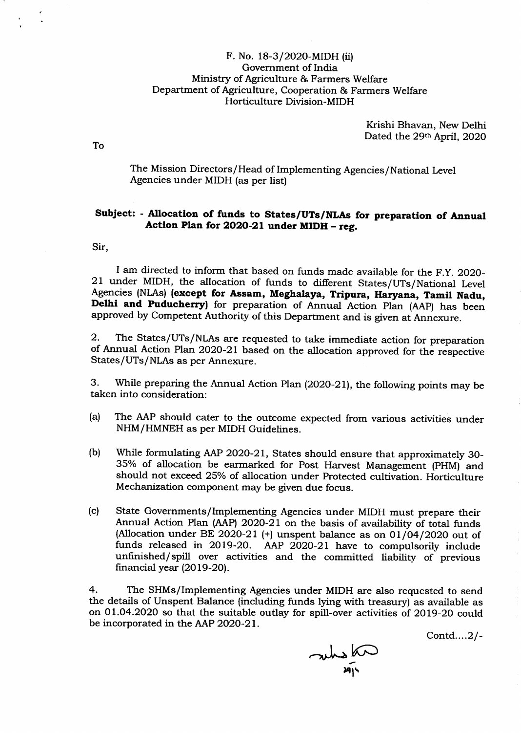F. No. 18-3/2020-MIDH (ii)
Government of India
Ministry of Agriculture & Farmers Welfare
Department of Agriculture, Cooperation & Farmers Welfare
Horticulture Division-MIDH

Krishi Bhavan, New Delhi
Dated the 29th April, 2020

To

The Mission Directors/Head of Implementing Agencies/National Level Agencies under MIDH (as per list)

**Subject: - Allocation of funds to States/UTs/NLAs for preparation of Annual Action Plan for 2020-21 under MIDH – reg.**

Sir,

I am directed to inform that based on funds made available for the F.Y. 2020-21 under MIDH, the allocation of funds to different States/UTs/National Level Agencies (NLAs) **(except for Assam, Meghalaya, Tripura, Haryana, Tamil Nadu, Delhi and Puducherry)** for preparation of Annual Action Plan (AAP) has been approved by Competent Authority of this Department and is given at Annexure.

2. The States/UTs/NLAs are requested to take immediate action for preparation of Annual Action Plan 2020-21 based on the allocation approved for the respective States/UTs/NLAs as per Annexure.

3. While preparing the Annual Action Plan (2020-21), the following points may be taken into consideration:

(a) The AAP should cater to the outcome expected from various activities under NHM/HMNEH as per MIDH Guidelines.

(b) While formulating AAP 2020-21, States should ensure that approximately 30-35% of allocation be earmarked for Post Harvest Management (PHM) and should not exceed 25% of allocation under Protected cultivation. Horticulture Mechanization component may be given due focus.

(c) State Governments/Implementing Agencies under MIDH must prepare their Annual Action Plan (AAP) 2020-21 on the basis of availability of total funds (Allocation under BE 2020-21 (+) unspent balance as on 01/04/2020 out of funds released in 2019-20. AAP 2020-21 have to compulsorily include unfinished/spill over activities and the committed liability of previous financial year (2019-20).

4. The SHMs/Implementing Agencies under MIDH are also requested to send the details of Unspent Balance (including funds lying with treasury) as available as on 01.04.2020 so that the suitable outlay for spill-over activities of 2019-20 could be incorporated in the AAP 2020-21.

Contd....2/-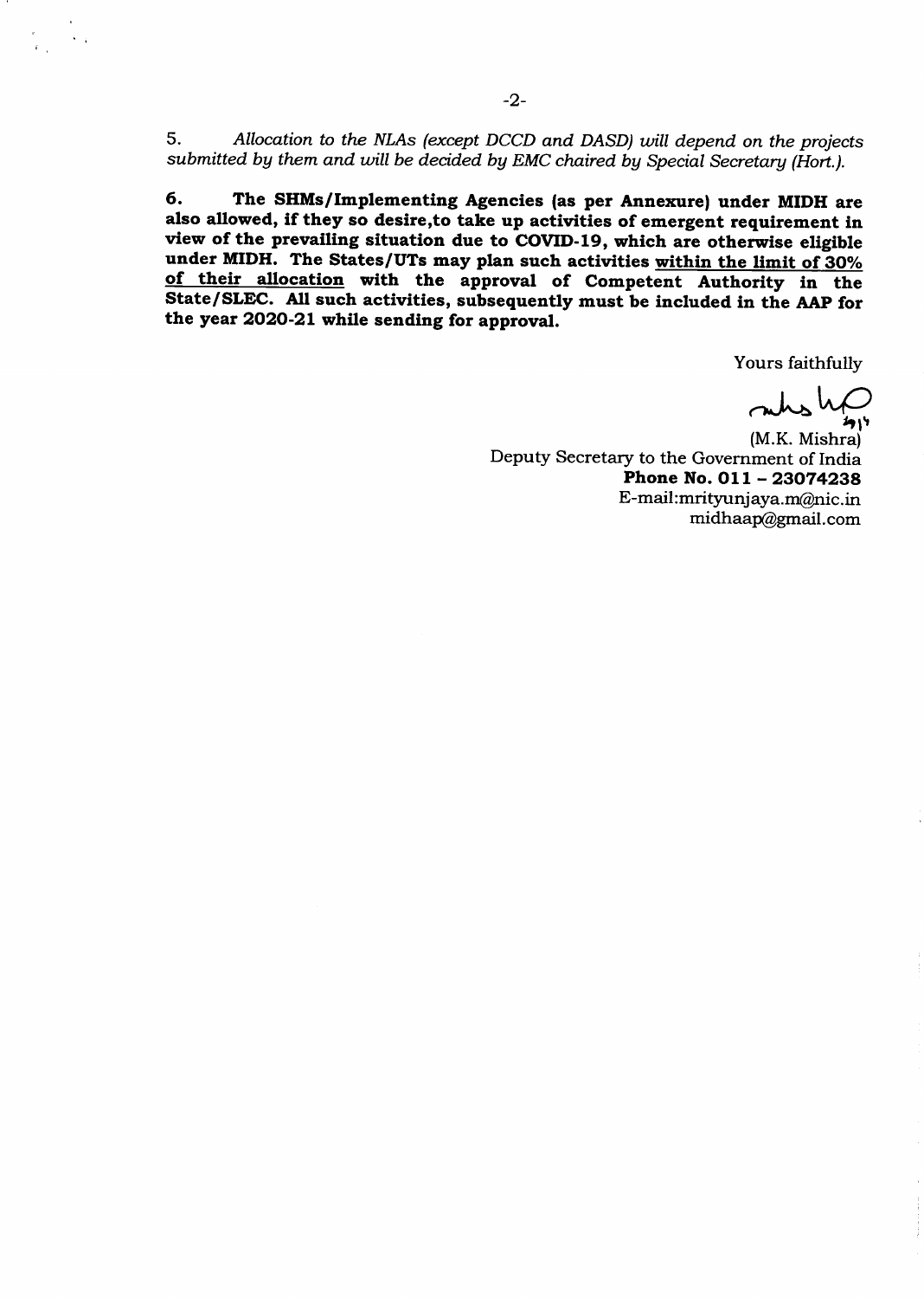5. *Allocation to the NLAs (except DCCD and DASD) will depend on the projects submitted by them and will be decided by EMC chaired by Special Secretary (Hort.).*

**6. The SHMs/Implementing Agencies (as per Annexure) under MIDH are also allowed, if they so desire,to take up activities of emergent requirement in view of the prevailing situation due to COVID-19, which are otherwise eligible under MIDH. The States/UTs may plan such activities <u>within the limit of 30% of their allocation</u> with the approval of Competent Authority in the State/SLEC. All such activities, subsequently must be included in the AAP for the year 2020-21 while sending for approval.**

Yours faithfully

(M.K. Mishra)
Deputy Secretary to the Government of India
**Phone No. 011 – 23074238**
E-mail:mrityunjaya.m@nic.in
midhaap@gmail.com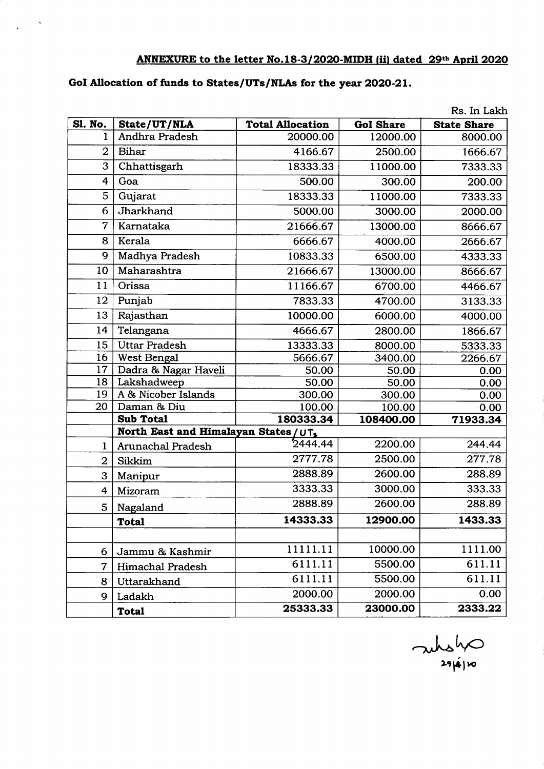**ANNEXURE to the letter No.18-3/2020-MIDH (ii) dated 29th April 2020**

**GoI Allocation of funds to States/UTs/NLAs for the year 2020-21.**

Rs. In Lakh

| Sl. No. | State/UT/NLA | Total Allocation | GoI Share | State Share |
|---|---|---|---|---|
| 1 | Andhra Pradesh | 20000.00 | 12000.00 | 8000.00 |
| 2 | Bihar | 4166.67 | 2500.00 | 1666.67 |
| 3 | Chhattisgarh | 18333.33 | 11000.00 | 7333.33 |
| 4 | Goa | 500.00 | 300.00 | 200.00 |
| 5 | Gujarat | 18333.33 | 11000.00 | 7333.33 |
| 6 | Jharkhand | 5000.00 | 3000.00 | 2000.00 |
| 7 | Karnataka | 21666.67 | 13000.00 | 8666.67 |
| 8 | Kerala | 6666.67 | 4000.00 | 2666.67 |
| 9 | Madhya Pradesh | 10833.33 | 6500.00 | 4333.33 |
| 10 | Maharashtra | 21666.67 | 13000.00 | 8666.67 |
| 11 | Orissa | 11166.67 | 6700.00 | 4466.67 |
| 12 | Punjab | 7833.33 | 4700.00 | 3133.33 |
| 13 | Rajasthan | 10000.00 | 6000.00 | 4000.00 |
| 14 | Telangana | 4666.67 | 2800.00 | 1866.67 |
| 15 | Uttar Pradesh | 13333.33 | 8000.00 | 5333.33 |
| 16 | West Bengal | 5666.67 | 3400.00 | 2266.67 |
| 17 | Dadra & Nagar Haveli | 50.00 | 50.00 | 0.00 |
| 18 | Lakshadweep | 50.00 | 50.00 | 0.00 |
| 19 | A & Nicober Islands | 300.00 | 300.00 | 0.00 |
| 20 | Daman & Diu | 100.00 | 100.00 | 0.00 |
| | **Sub Total** | **180333.34** | **108400.00** | **71933.34** |
| | **North East and Himalayan States/UTs** | | | |
| 1 | Arunachal Pradesh | 2444.44 | 2200.00 | 244.44 |
| 2 | Sikkim | 2777.78 | 2500.00 | 277.78 |
| 3 | Manipur | 2888.89 | 2600.00 | 288.89 |
| 4 | Mizoram | 3333.33 | 3000.00 | 333.33 |
| 5 | Nagaland | 2888.89 | 2600.00 | 288.89 |
| | **Total** | **14333.33** | **12900.00** | **1433.33** |
| | | | | |
| 6 | Jammu & Kashmir | 11111.11 | 10000.00 | 1111.00 |
| 7 | Himachal Pradesh | 6111.11 | 5500.00 | 611.11 |
| 8 | Uttarakhand | 6111.11 | 5500.00 | 611.11 |
| 9 | Ladakh | 2000.00 | 2000.00 | 0.00 |
| | **Total** | **25333.33** | **23000.00** | **2333.22** |

29/4/20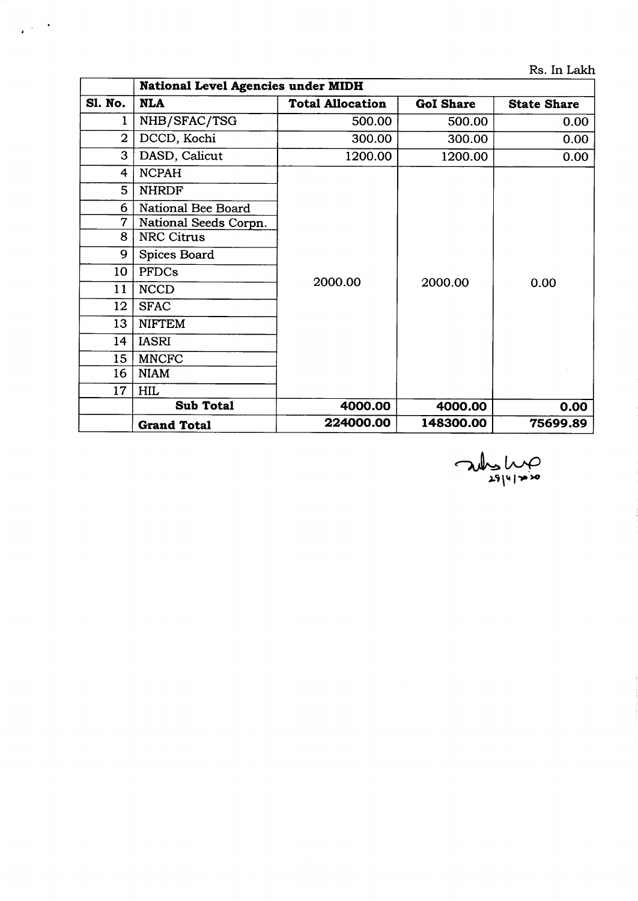Rs. In Lakh

| | National Level Agencies under MIDH | | | |
|---|---|---|---|---|
| **Sl. No.** | **NLA** | **Total Allocation** | **GoI Share** | **State Share** |
| 1 | NHB/SFAC/TSG | 500.00 | 500.00 | 0.00 |
| 2 | DCCD, Kochi | 300.00 | 300.00 | 0.00 |
| 3 | DASD, Calicut | 1200.00 | 1200.00 | 0.00 |
| 4 | NCPAH | 2000.00 | 2000.00 | 0.00 |
| 5 | NHRDF | | | |
| 6 | National Bee Board | | | |
| 7 | National Seeds Corpn. | | | |
| 8 | NRC Citrus | | | |
| 9 | Spices Board | | | |
| 10 | PFDCs | | | |
| 11 | NCCD | | | |
| 12 | SFAC | | | |
| 13 | NIFTEM | | | |
| 14 | IASRI | | | |
| 15 | MNCFC | | | |
| 16 | NIAM | | | |
| 17 | HIL | | | |
| | **Sub Total** | **4000.00** | **4000.00** | **0.00** |
| | **Grand Total** | **224000.00** | **148300.00** | **75699.89** |

29/4/2020